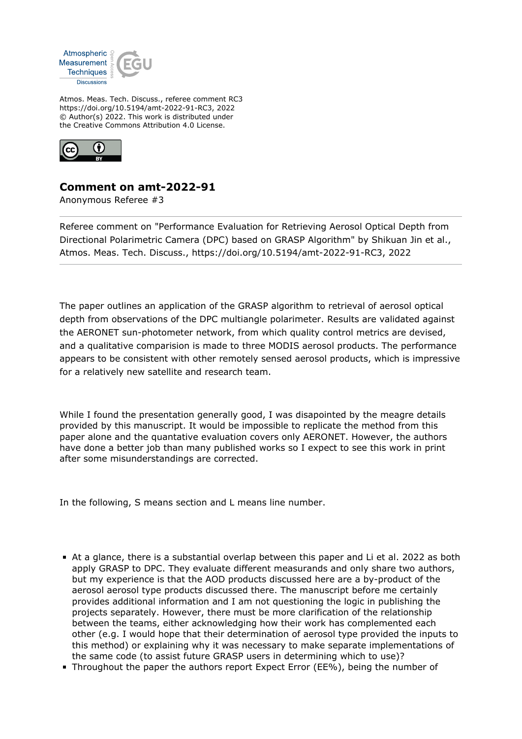Atmos. Meas. Tech. Discuss., referee comment RC3
https://doi.org/10.5194/amt-2022-91-RC3, 2022
© Author(s) 2022. This work is distributed under
the Creative Commons Attribution 4.0 License.

## Comment on amt-2022-91

Anonymous Referee #3

Referee comment on "Performance Evaluation for Retrieving Aerosol Optical Depth from Directional Polarimetric Camera (DPC) based on GRASP Algorithm" by Shikuan Jin et al., Atmos. Meas. Tech. Discuss., https://doi.org/10.5194/amt-2022-91-RC3, 2022

The paper outlines an application of the GRASP algorithm to retrieval of aerosol optical depth from observations of the DPC multiangle polarimeter. Results are validated against the AERONET sun-photometer network, from which quality control metrics are devised, and a qualitative comparision is made to three MODIS aerosol products. The performance appears to be consistent with other remotely sensed aerosol products, which is impressive for a relatively new satellite and research team.

While I found the presentation generally good, I was disapointed by the meagre details provided by this manuscript. It would be impossible to replicate the method from this paper alone and the quantative evaluation covers only AERONET. However, the authors have done a better job than many published works so I expect to see this work in print after some misunderstandings are corrected.

In the following, S means section and L means line number.

- At a glance, there is a substantial overlap between this paper and Li et al. 2022 as both apply GRASP to DPC. They evaluate different measurands and only share two authors, but my experience is that the AOD products discussed here are a by-product of the aerosol aerosol type products discussed there. The manuscript before me certainly provides additional information and I am not questioning the logic in publishing the projects separately. However, there must be more clarification of the relationship between the teams, either acknowledging how their work has complemented each other (e.g. I would hope that their determination of aerosol type provided the inputs to this method) or explaining why it was necessary to make separate implementations of the same code (to assist future GRASP users in determining which to use)?
- Throughout the paper the authors report Expect Error (EE%), being the number of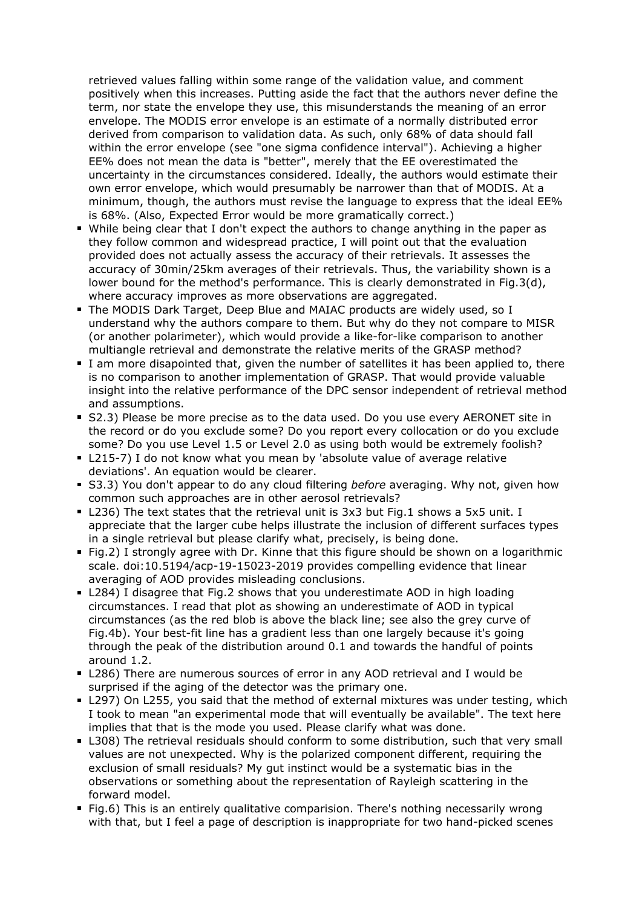retrieved values falling within some range of the validation value, and comment positively when this increases. Putting aside the fact that the authors never define the term, nor state the envelope they use, this misunderstands the meaning of an error envelope. The MODIS error envelope is an estimate of a normally distributed error derived from comparison to validation data. As such, only 68% of data should fall within the error envelope (see "one sigma confidence interval"). Achieving a higher EE% does not mean the data is "better", merely that the EE overestimated the uncertainty in the circumstances considered. Ideally, the authors would estimate their own error envelope, which would presumably be narrower than that of MODIS. At a minimum, though, the authors must revise the language to express that the ideal EE% is 68%. (Also, Expected Error would be more gramatically correct.)

- While being clear that I don't expect the authors to change anything in the paper as they follow common and widespread practice, I will point out that the evaluation provided does not actually assess the accuracy of their retrievals. It assesses the accuracy of 30min/25km averages of their retrievals. Thus, the variability shown is a lower bound for the method's performance. This is clearly demonstrated in Fig.3(d), where accuracy improves as more observations are aggregated.
- The MODIS Dark Target, Deep Blue and MAIAC products are widely used, so I understand why the authors compare to them. But why do they not compare to MISR (or another polarimeter), which would provide a like-for-like comparison to another multiangle retrieval and demonstrate the relative merits of the GRASP method?
- I am more disapointed that, given the number of satellites it has been applied to, there is no comparison to another implementation of GRASP. That would provide valuable insight into the relative performance of the DPC sensor independent of retrieval method and assumptions.
- S2.3) Please be more precise as to the data used. Do you use every AERONET site in the record or do you exclude some? Do you report every collocation or do you exclude some? Do you use Level 1.5 or Level 2.0 as using both would be extremely foolish?
- L215-7) I do not know what you mean by 'absolute value of average relative deviations'. An equation would be clearer.
- S3.3) You don't appear to do any cloud filtering *before* averaging. Why not, given how common such approaches are in other aerosol retrievals?
- L236) The text states that the retrieval unit is 3x3 but Fig.1 shows a 5x5 unit. I appreciate that the larger cube helps illustrate the inclusion of different surfaces types in a single retrieval but please clarify what, precisely, is being done.
- Fig.2) I strongly agree with Dr. Kinne that this figure should be shown on a logarithmic scale. doi:10.5194/acp-19-15023-2019 provides compelling evidence that linear averaging of AOD provides misleading conclusions.
- L284) I disagree that Fig.2 shows that you underestimate AOD in high loading circumstances. I read that plot as showing an underestimate of AOD in typical circumstances (as the red blob is above the black line; see also the grey curve of Fig.4b). Your best-fit line has a gradient less than one largely because it's going through the peak of the distribution around 0.1 and towards the handful of points around 1.2.
- L286) There are numerous sources of error in any AOD retrieval and I would be surprised if the aging of the detector was the primary one.
- L297) On L255, you said that the method of external mixtures was under testing, which I took to mean "an experimental mode that will eventually be available". The text here implies that that is the mode you used. Please clarify what was done.
- L308) The retrieval residuals should conform to some distribution, such that very small values are not unexpected. Why is the polarized component different, requiring the exclusion of small residuals? My gut instinct would be a systematic bias in the observations or something about the representation of Rayleigh scattering in the forward model.
- Fig.6) This is an entirely qualitative comparision. There's nothing necessarily wrong with that, but I feel a page of description is inappropriate for two hand-picked scenes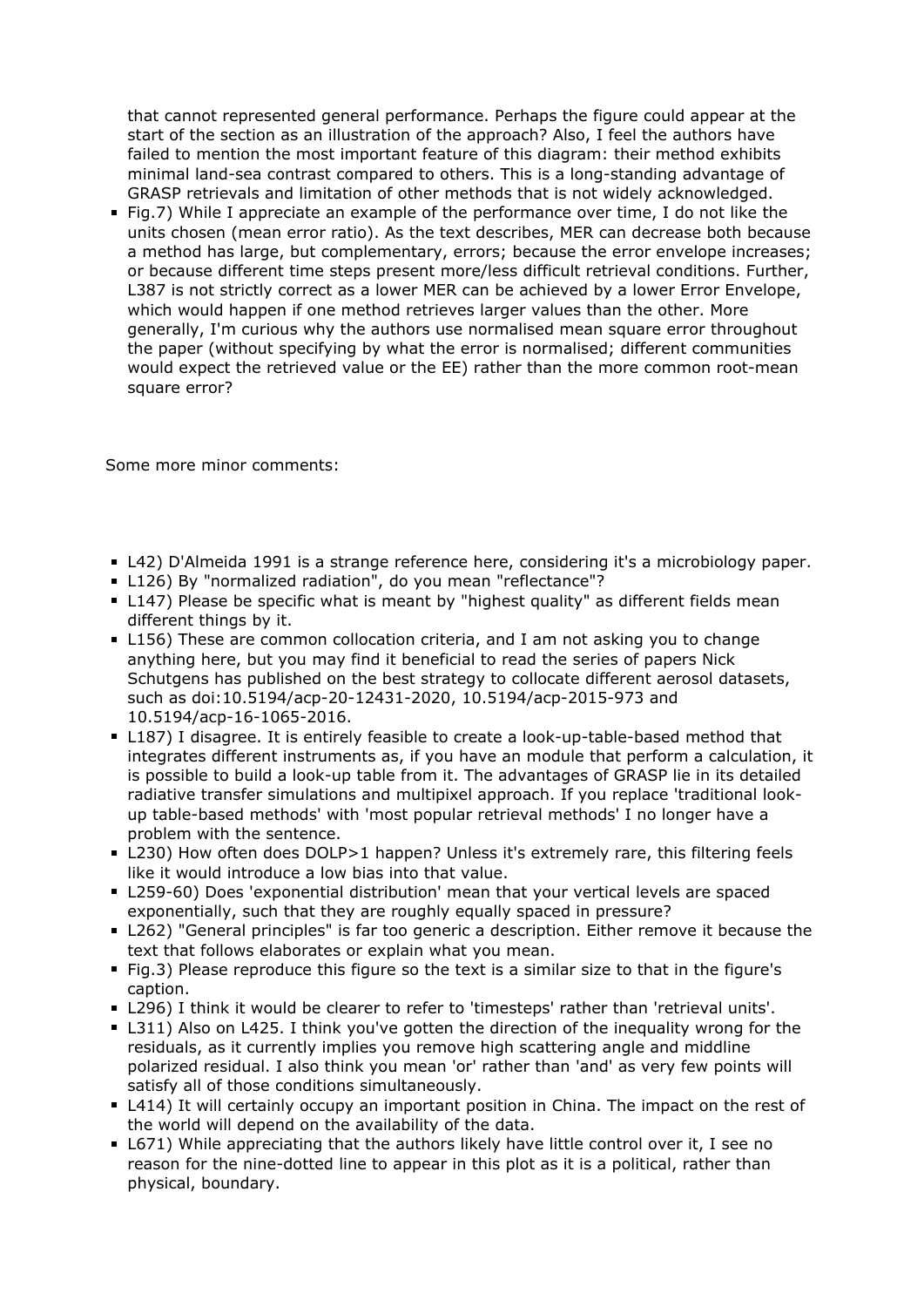that cannot represented general performance. Perhaps the figure could appear at the start of the section as an illustration of the approach? Also, I feel the authors have failed to mention the most important feature of this diagram: their method exhibits minimal land-sea contrast compared to others. This is a long-standing advantage of GRASP retrievals and limitation of other methods that is not widely acknowledged.

- Fig.7) While I appreciate an example of the performance over time, I do not like the units chosen (mean error ratio). As the text describes, MER can decrease both because a method has large, but complementary, errors; because the error envelope increases; or because different time steps present more/less difficult retrieval conditions. Further, L387 is not strictly correct as a lower MER can be achieved by a lower Error Envelope, which would happen if one method retrieves larger values than the other. More generally, I'm curious why the authors use normalised mean square error throughout the paper (without specifying by what the error is normalised; different communities would expect the retrieved value or the EE) rather than the more common root-mean square error?

Some more minor comments:

- L42) D'Almeida 1991 is a strange reference here, considering it's a microbiology paper.
- L126) By "normalized radiation", do you mean "reflectance"?
- L147) Please be specific what is meant by "highest quality" as different fields mean different things by it.
- L156) These are common collocation criteria, and I am not asking you to change anything here, but you may find it beneficial to read the series of papers Nick Schutgens has published on the best strategy to collocate different aerosol datasets, such as doi:10.5194/acp-20-12431-2020, 10.5194/acp-2015-973 and 10.5194/acp-16-1065-2016.
- L187) I disagree. It is entirely feasible to create a look-up-table-based method that integrates different instruments as, if you have an module that perform a calculation, it is possible to build a look-up table from it. The advantages of GRASP lie in its detailed radiative transfer simulations and multipixel approach. If you replace 'traditional look-up table-based methods' with 'most popular retrieval methods' I no longer have a problem with the sentence.
- L230) How often does DOLP>1 happen? Unless it's extremely rare, this filtering feels like it would introduce a low bias into that value.
- L259-60) Does 'exponential distribution' mean that your vertical levels are spaced exponentially, such that they are roughly equally spaced in pressure?
- L262) "General principles" is far too generic a description. Either remove it because the text that follows elaborates or explain what you mean.
- Fig.3) Please reproduce this figure so the text is a similar size to that in the figure's caption.
- L296) I think it would be clearer to refer to 'timesteps' rather than 'retrieval units'.
- L311) Also on L425. I think you've gotten the direction of the inequality wrong for the residuals, as it currently implies you remove high scattering angle and middline polarized residual. I also think you mean 'or' rather than 'and' as very few points will satisfy all of those conditions simultaneously.
- L414) It will certainly occupy an important position in China. The impact on the rest of the world will depend on the availability of the data.
- L671) While appreciating that the authors likely have little control over it, I see no reason for the nine-dotted line to appear in this plot as it is a political, rather than physical, boundary.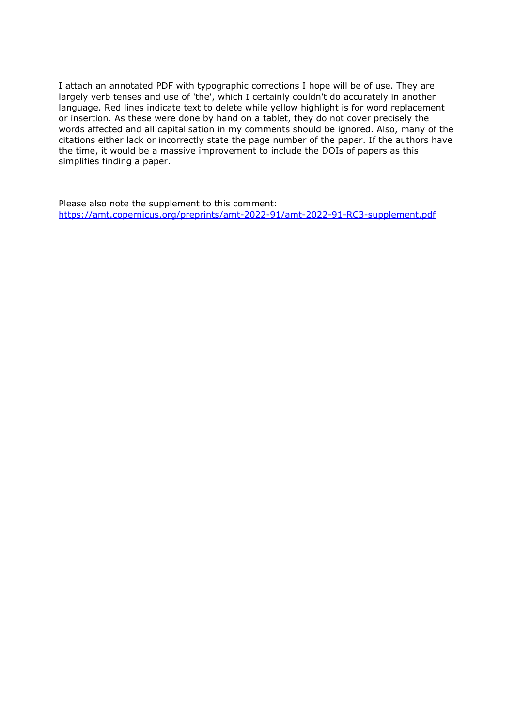I attach an annotated PDF with typographic corrections I hope will be of use. They are largely verb tenses and use of 'the', which I certainly couldn't do accurately in another language. Red lines indicate text to delete while yellow highlight is for word replacement or insertion. As these were done by hand on a tablet, they do not cover precisely the words affected and all capitalisation in my comments should be ignored. Also, many of the citations either lack or incorrectly state the page number of the paper. If the authors have the time, it would be a massive improvement to include the DOIs of papers as this simplifies finding a paper.

Please also note the supplement to this comment:
https://amt.copernicus.org/preprints/amt-2022-91/amt-2022-91-RC3-supplement.pdf